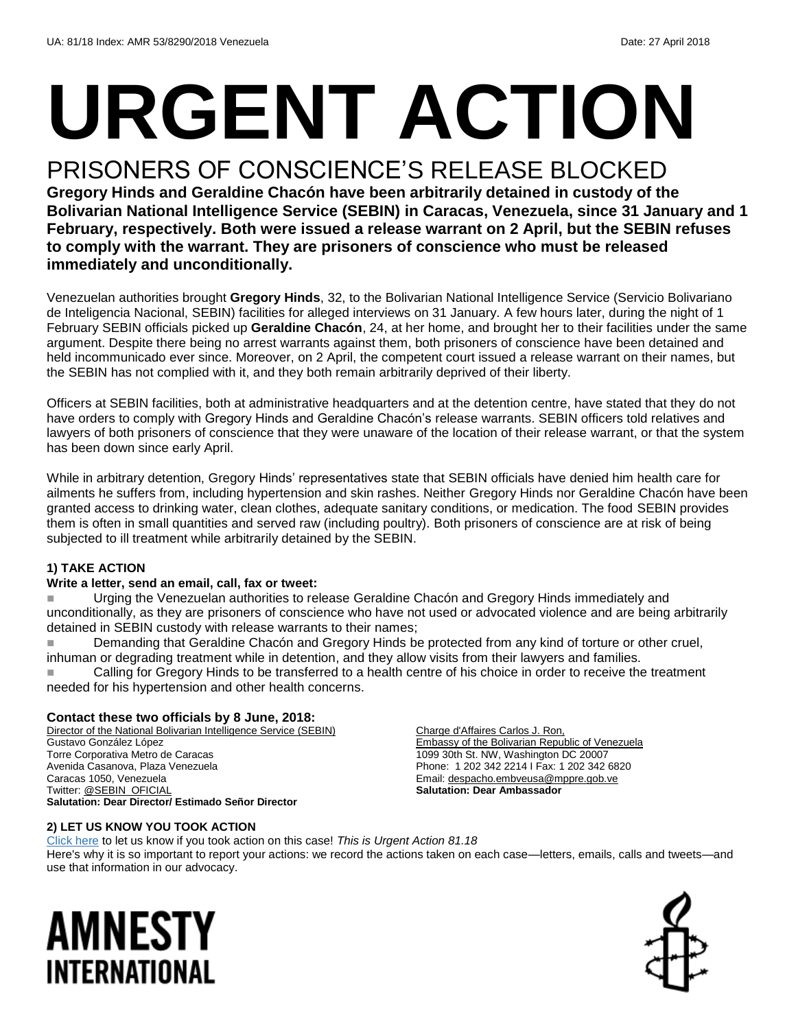UA: 81/18 Index: AMR 53/8290/2018 Venezuela Date: 27 April 2018

# URGENT ACTION

## PRISONERS OF CONSCIENCE'S RELEASE BLOCKED

**Gregory Hinds and Geraldine Chacón have been arbitrarily detained in custody of the Bolivarian National Intelligence Service (SEBIN) in Caracas, Venezuela, since 31 January and 1 February, respectively. Both were issued a release warrant on 2 April, but the SEBIN refuses to comply with the warrant. They are prisoners of conscience who must be released immediately and unconditionally.**

Venezuelan authorities brought **Gregory Hinds**, 32, to the Bolivarian National Intelligence Service (Servicio Bolivariano de Inteligencia Nacional, SEBIN) facilities for alleged interviews on 31 January. A few hours later, during the night of 1 February SEBIN officials picked up **Geraldine Chacón**, 24, at her home, and brought her to their facilities under the same argument. Despite there being no arrest warrants against them, both prisoners of conscience have been detained and held incommunicado ever since. Moreover, on 2 April, the competent court issued a release warrant on their names, but the SEBIN has not complied with it, and they both remain arbitrarily deprived of their liberty.

Officers at SEBIN facilities, both at administrative headquarters and at the detention centre, have stated that they do not have orders to comply with Gregory Hinds and Geraldine Chacón's release warrants. SEBIN officers told relatives and lawyers of both prisoners of conscience that they were unaware of the location of their release warrant, or that the system has been down since early April.

While in arbitrary detention, Gregory Hinds' representatives state that SEBIN officials have denied him health care for ailments he suffers from, including hypertension and skin rashes. Neither Gregory Hinds nor Geraldine Chacón have been granted access to drinking water, clean clothes, adequate sanitary conditions, or medication. The food SEBIN provides them is often in small quantities and served raw (including poultry). Both prisoners of conscience are at risk of being subjected to ill treatment while arbitrarily detained by the SEBIN.

### 1) TAKE ACTION

**Write a letter, send an email, call, fax or tweet:**

- Urging the Venezuelan authorities to release Geraldine Chacón and Gregory Hinds immediately and unconditionally, as they are prisoners of conscience who have not used or advocated violence and are being arbitrarily detained in SEBIN custody with release warrants to their names;
- Demanding that Geraldine Chacón and Gregory Hinds be protected from any kind of torture or other cruel, inhuman or degrading treatment while in detention, and they allow visits from their lawyers and families.
- Calling for Gregory Hinds to be transferred to a health centre of his choice in order to receive the treatment needed for his hypertension and other health concerns.

**Contact these two officials by 8 June, 2018:**

Director of the National Bolivarian Intelligence Service (SEBIN)
Gustavo González López
Torre Corporativa Metro de Caracas
Avenida Casanova, Plaza Venezuela
Caracas 1050, Venezuela
Twitter: @SEBIN_OFICIAL
**Salutation: Dear Director/ Estimado Señor Director**

Charge d'Affaires Carlos J. Ron,
Embassy of the Bolivarian Republic of Venezuela
1099 30th St. NW, Washington DC 20007
Phone: 1 202 342 2214 I Fax: 1 202 342 6820
Email: despacho.embveusa@mppre.gob.ve
**Salutation: Dear Ambassador**

### 2) LET US KNOW YOU TOOK ACTION

Click here to let us know if you took action on this case! *This is Urgent Action 81.18*
Here's why it is so important to report your actions: we record the actions taken on each case—letters, emails, calls and tweets—and use that information in our advocacy.

AMNESTY INTERNATIONAL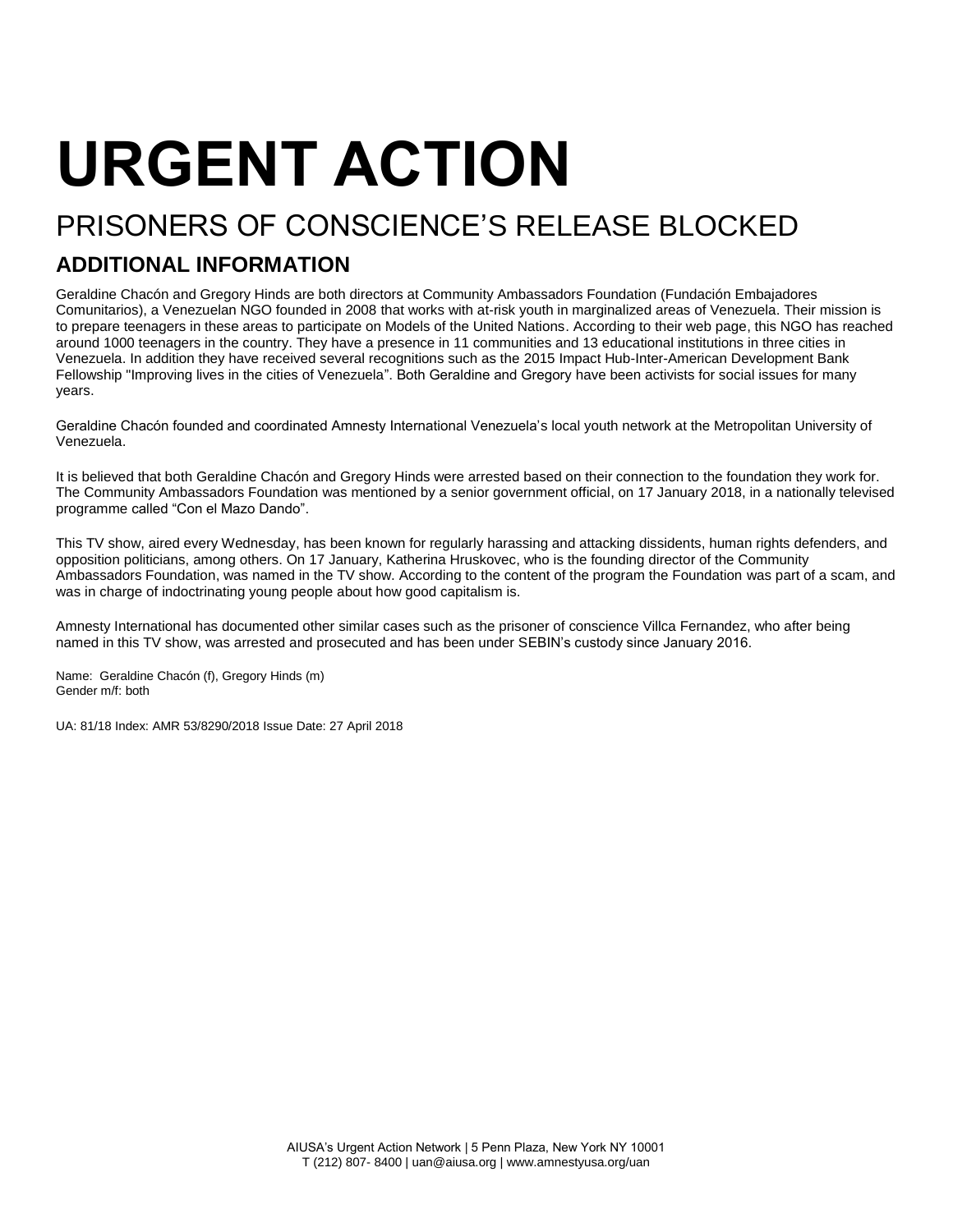# URGENT ACTION

## PRISONERS OF CONSCIENCE'S RELEASE BLOCKED

### ADDITIONAL INFORMATION

Geraldine Chacón and Gregory Hinds are both directors at Community Ambassadors Foundation (Fundación Embajadores Comunitarios), a Venezuelan NGO founded in 2008 that works with at-risk youth in marginalized areas of Venezuela. Their mission is to prepare teenagers in these areas to participate on Models of the United Nations. According to their web page, this NGO has reached around 1000 teenagers in the country. They have a presence in 11 communities and 13 educational institutions in three cities in Venezuela. In addition they have received several recognitions such as the 2015 Impact Hub-Inter-American Development Bank Fellowship "Improving lives in the cities of Venezuela". Both Geraldine and Gregory have been activists for social issues for many years.

Geraldine Chacón founded and coordinated Amnesty International Venezuela's local youth network at the Metropolitan University of Venezuela.

It is believed that both Geraldine Chacón and Gregory Hinds were arrested based on their connection to the foundation they work for. The Community Ambassadors Foundation was mentioned by a senior government official, on 17 January 2018, in a nationally televised programme called "Con el Mazo Dando".

This TV show, aired every Wednesday, has been known for regularly harassing and attacking dissidents, human rights defenders, and opposition politicians, among others. On 17 January, Katherina Hruskovec, who is the founding director of the Community Ambassadors Foundation, was named in the TV show. According to the content of the program the Foundation was part of a scam, and was in charge of indoctrinating young people about how good capitalism is.

Amnesty International has documented other similar cases such as the prisoner of conscience Villca Fernandez, who after being named in this TV show, was arrested and prosecuted and has been under SEBIN's custody since January 2016.

Name: Geraldine Chacón (f), Gregory Hinds (m)
Gender m/f: both

UA: 81/18 Index: AMR 53/8290/2018 Issue Date: 27 April 2018

AIUSA's Urgent Action Network | 5 Penn Plaza, New York NY 10001
T (212) 807- 8400 | uan@aiusa.org | www.amnestyusa.org/uan